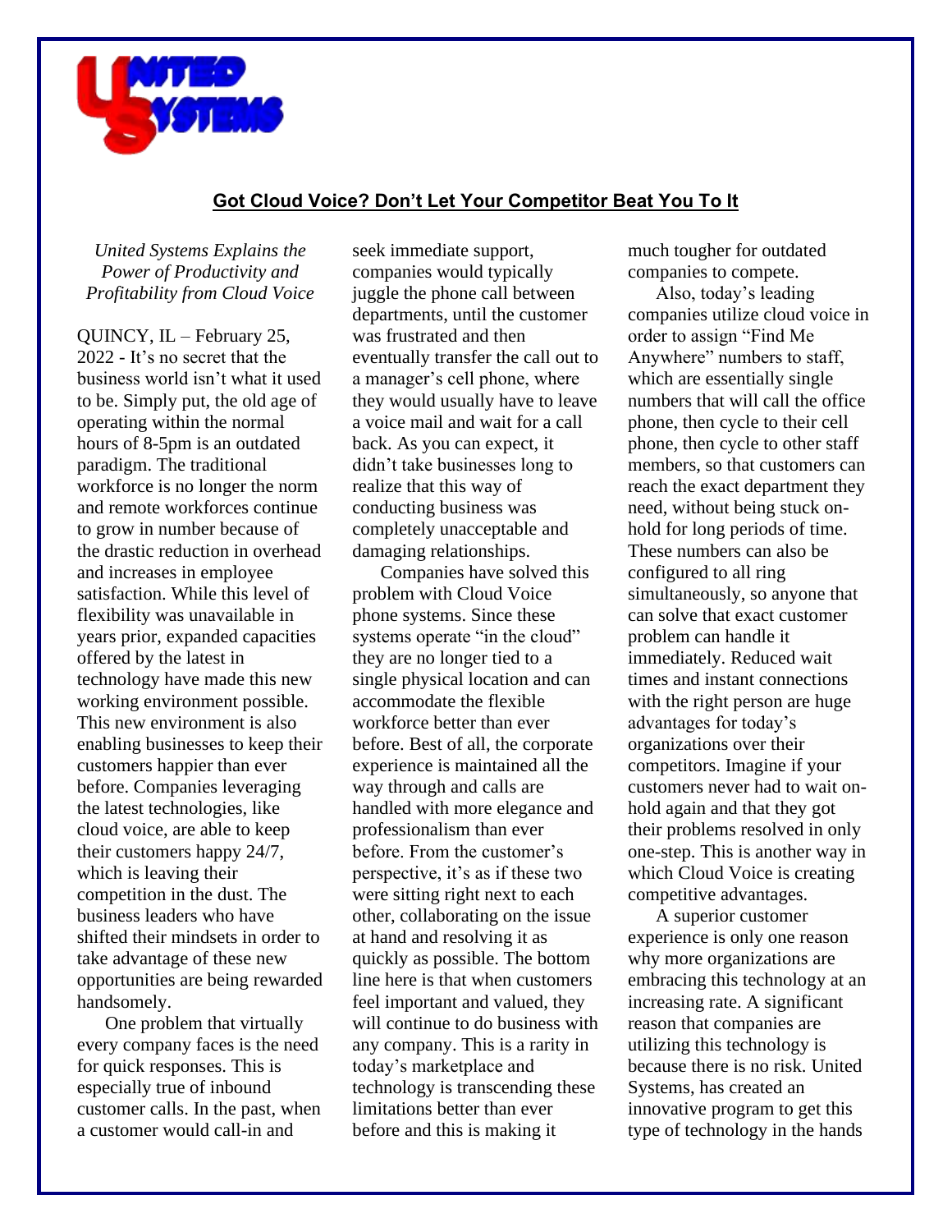# Got Cloud Voice? Don't Let Your Competitor Beat You To It

*United Systems Explains the Power of Productivity and Profitability from Cloud Voice*

QUINCY, IL – February 25, 2022 - It's no secret that the business world isn't what it used to be. Simply put, the old age of operating within the normal hours of 8-5pm is an outdated paradigm. The traditional workforce is no longer the norm and remote workforces continue to grow in number because of the drastic reduction in overhead and increases in employee satisfaction. While this level of flexibility was unavailable in years prior, expanded capacities offered by the latest in technology have made this new working environment possible. This new environment is also enabling businesses to keep their customers happier than ever before. Companies leveraging the latest technologies, like cloud voice, are able to keep their customers happy 24/7, which is leaving their competition in the dust. The business leaders who have shifted their mindsets in order to take advantage of these new opportunities are being rewarded handsomely.

One problem that virtually every company faces is the need for quick responses. This is especially true of inbound customer calls. In the past, when a customer would call-in and seek immediate support, companies would typically juggle the phone call between departments, until the customer was frustrated and then eventually transfer the call out to a manager's cell phone, where they would usually have to leave a voice mail and wait for a call back. As you can expect, it didn't take businesses long to realize that this way of conducting business was completely unacceptable and damaging relationships.

Companies have solved this problem with Cloud Voice phone systems. Since these systems operate "in the cloud" they are no longer tied to a single physical location and can accommodate the flexible workforce better than ever before. Best of all, the corporate experience is maintained all the way through and calls are handled with more elegance and professionalism than ever before. From the customer's perspective, it's as if these two were sitting right next to each other, collaborating on the issue at hand and resolving it as quickly as possible. The bottom line here is that when customers feel important and valued, they will continue to do business with any company. This is a rarity in today's marketplace and technology is transcending these limitations better than ever before and this is making it much tougher for outdated companies to compete.

Also, today's leading companies utilize cloud voice in order to assign "Find Me Anywhere" numbers to staff, which are essentially single numbers that will call the office phone, then cycle to their cell phone, then cycle to other staff members, so that customers can reach the exact department they need, without being stuck on-hold for long periods of time. These numbers can also be configured to all ring simultaneously, so anyone that can solve that exact customer problem can handle it immediately. Reduced wait times and instant connections with the right person are huge advantages for today's organizations over their competitors. Imagine if your customers never had to wait on-hold again and that they got their problems resolved in only one-step. This is another way in which Cloud Voice is creating competitive advantages.

A superior customer experience is only one reason why more organizations are embracing this technology at an increasing rate. A significant reason that companies are utilizing this technology is because there is no risk. United Systems, has created an innovative program to get this type of technology in the hands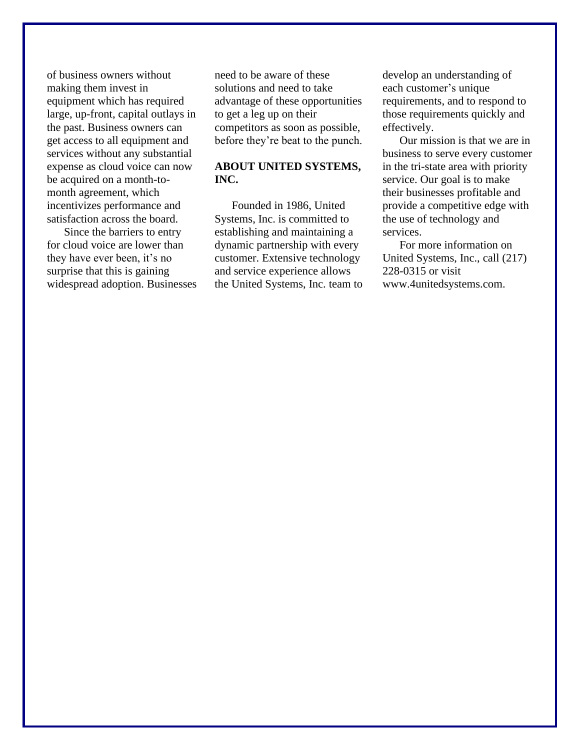of business owners without making them invest in equipment which has required large, up-front, capital outlays in the past. Business owners can get access to all equipment and services without any substantial expense as cloud voice can now be acquired on a month-to-month agreement, which incentivizes performance and satisfaction across the board.

Since the barriers to entry for cloud voice are lower than they have ever been, it's no surprise that this is gaining widespread adoption. Businesses need to be aware of these solutions and need to take advantage of these opportunities to get a leg up on their competitors as soon as possible, before they're beat to the punch.

**ABOUT UNITED SYSTEMS, INC.**

Founded in 1986, United Systems, Inc. is committed to establishing and maintaining a dynamic partnership with every customer. Extensive technology and service experience allows the United Systems, Inc. team to develop an understanding of each customer's unique requirements, and to respond to those requirements quickly and effectively.

Our mission is that we are in business to serve every customer in the tri-state area with priority service. Our goal is to make their businesses profitable and provide a competitive edge with the use of technology and services.

For more information on United Systems, Inc., call (217) 228-0315 or visit www.4unitedsystems.com.